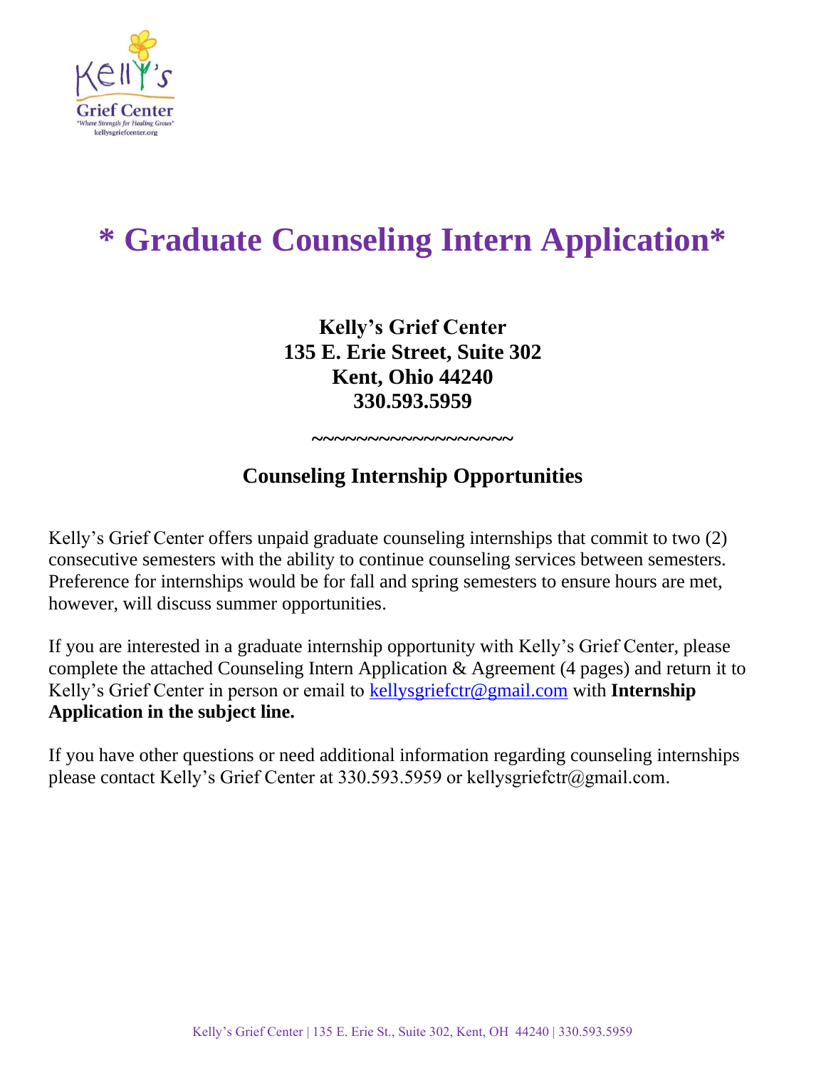# * Graduate Counseling Intern Application*

**Kelly's Grief Center**
**135 E. Erie Street, Suite 302**
**Kent, Ohio 44240**
**330.593.5959**

~~~~~~~~~~~~~~~~~~

## Counseling Internship Opportunities

Kelly's Grief Center offers unpaid graduate counseling internships that commit to two (2) consecutive semesters with the ability to continue counseling services between semesters. Preference for internships would be for fall and spring semesters to ensure hours are met, however, will discuss summer opportunities.

If you are interested in a graduate internship opportunity with Kelly's Grief Center, please complete the attached Counseling Intern Application & Agreement (4 pages) and return it to Kelly's Grief Center in person or email to kellysgriefctr@gmail.com with **Internship Application in the subject line.**

If you have other questions or need additional information regarding counseling internships please contact Kelly's Grief Center at 330.593.5959 or kellysgriefctr@gmail.com.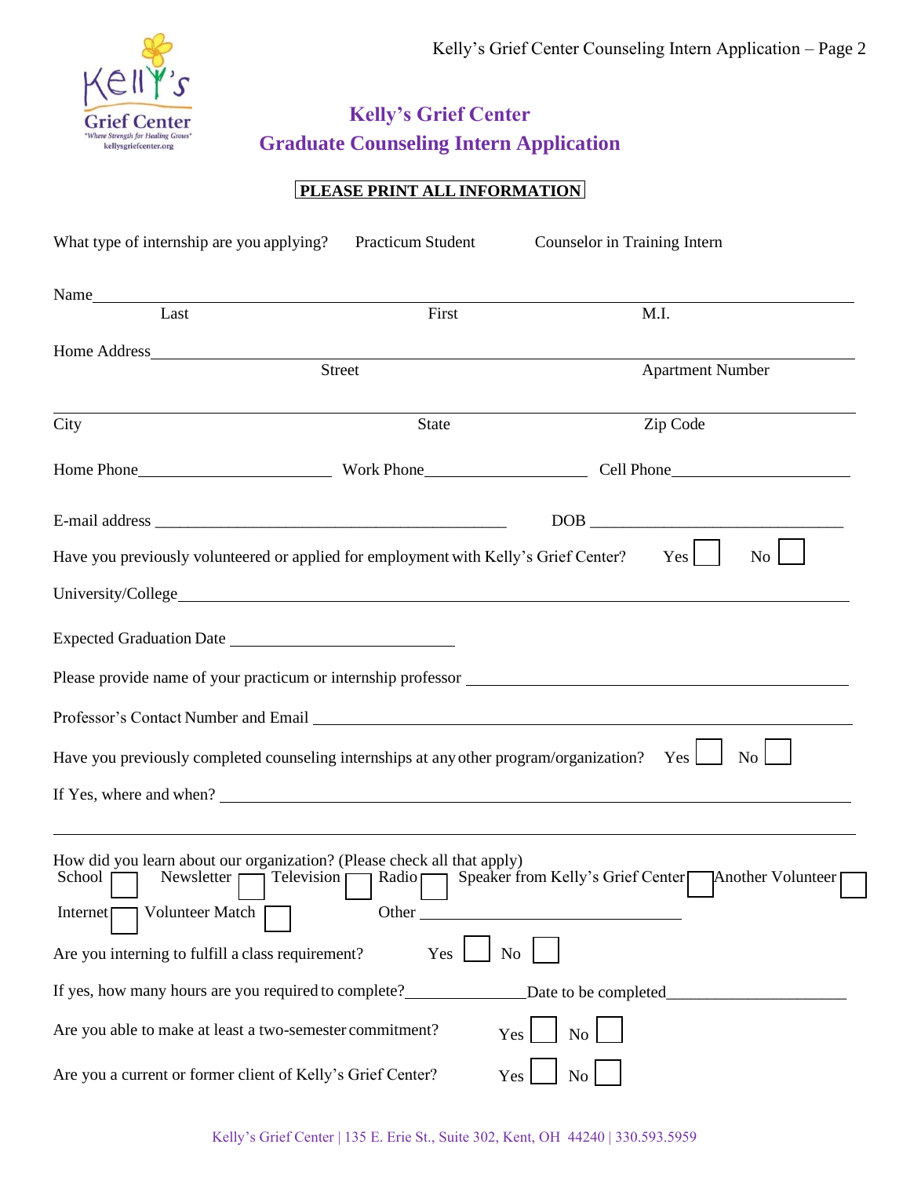# Kelly's Grief Center
## Graduate Counseling Intern Application

**PLEASE PRINT ALL INFORMATION**

What type of internship are you applying? Practicum Student Counselor in Training Intern

Name ______________________________________________________________
Last First M.I.

Home Address ______________________________________________________
Street Apartment Number

___________________________________________________________________
City State Zip Code

Home Phone ______________________ Work Phone ____________________ Cell Phone ______________________

E-mail address ___________________________________________ DOB ______________________________

Have you previously volunteered or applied for employment with Kelly's Grief Center? Yes ☐ No ☐

University/College __________________________________________________________________

Expected Graduation Date ___________________________

Please provide name of your practicum or internship professor ______________________________________

Professor's Contact Number and Email _______________________________________________________

Have you previously completed counseling internships at any other program/organization? Yes ☐ No ☐

If Yes, where and when? ____________________________________________________________

___________________________________________________________________

How did you learn about our organization? (Please check all that apply)

School ☐ Newsletter ☐ Television ☐ Radio ☐ Speaker from Kelly's Grief Center ☐ Another Volunteer ☐

Internet ☐ Volunteer Match ☐ Other ______________________________

Are you interning to fulfill a class requirement? Yes ☐ No ☐

If yes, how many hours are you required to complete? ______________ Date to be completed ______________________

Are you able to make at least a two-semester commitment? Yes ☐ No ☐

Are you a current or former client of Kelly's Grief Center? Yes ☐ No ☐

Kelly's Grief Center | 135 E. Erie St., Suite 302, Kent, OH 44240 | 330.593.5959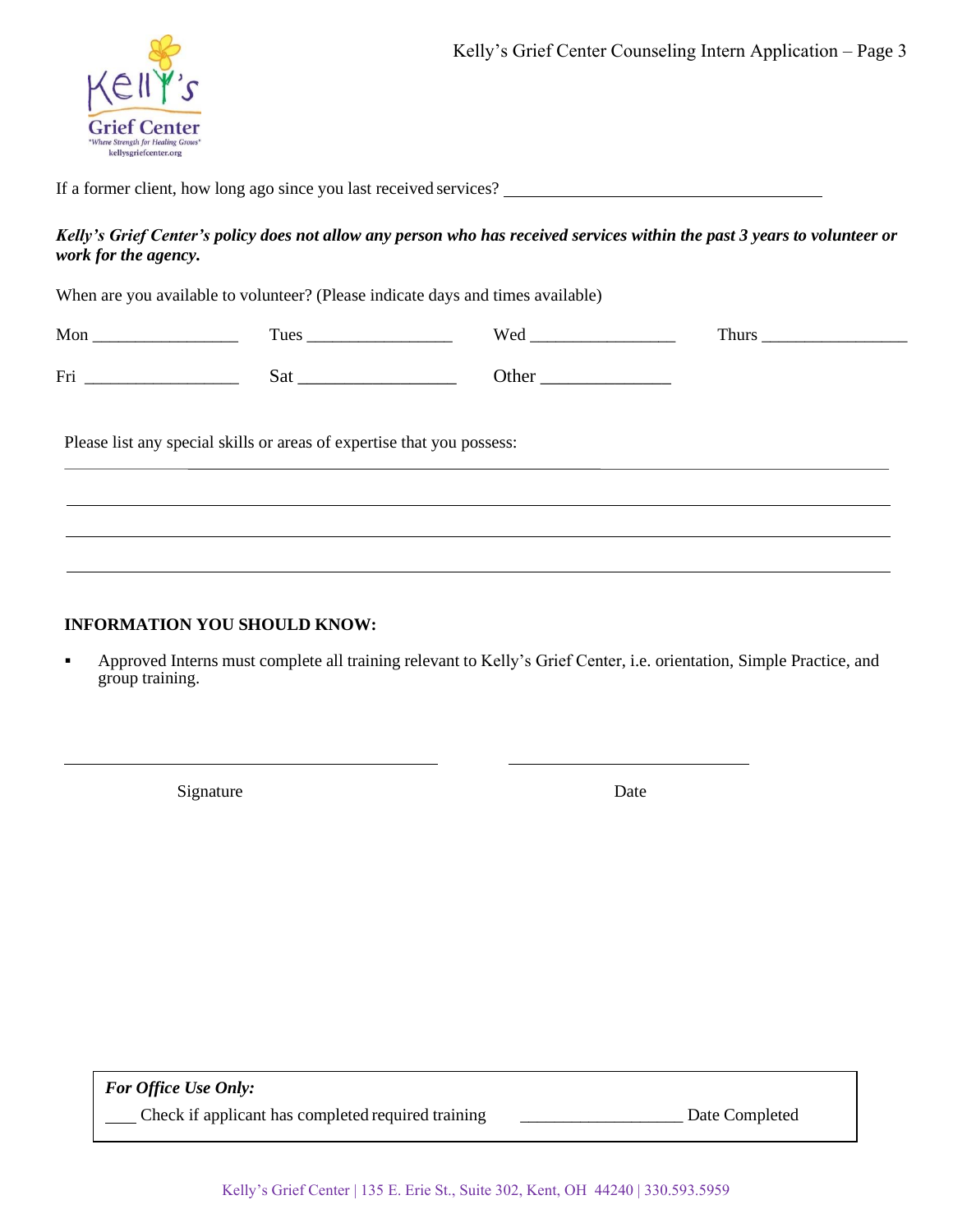If a former client, how long ago since you last received services? ______________________________________

***Kelly's Grief Center's policy does not allow any person who has received services within the past 3 years to volunteer or work for the agency.***

When are you available to volunteer? (Please indicate days and times available)

Mon _________________ Tues _________________ Wed _________________ Thurs _________________

Fri __________________ Sat __________________ Other ______________

Please list any special skills or areas of expertise that you possess:

______________________________________________________________________________

______________________________________________________________________________

______________________________________________________________________________

______________________________________________________________________________

**INFORMATION YOU SHOULD KNOW:**

- Approved Interns must complete all training relevant to Kelly's Grief Center, i.e. orientation, Simple Practice, and group training.

______________________________________ ______________________________

Signature Date

***For Office Use Only:***

____ Check if applicant has completed required training ____________________ Date Completed

Kelly's Grief Center | 135 E. Erie St., Suite 302, Kent, OH 44240 | 330.593.5959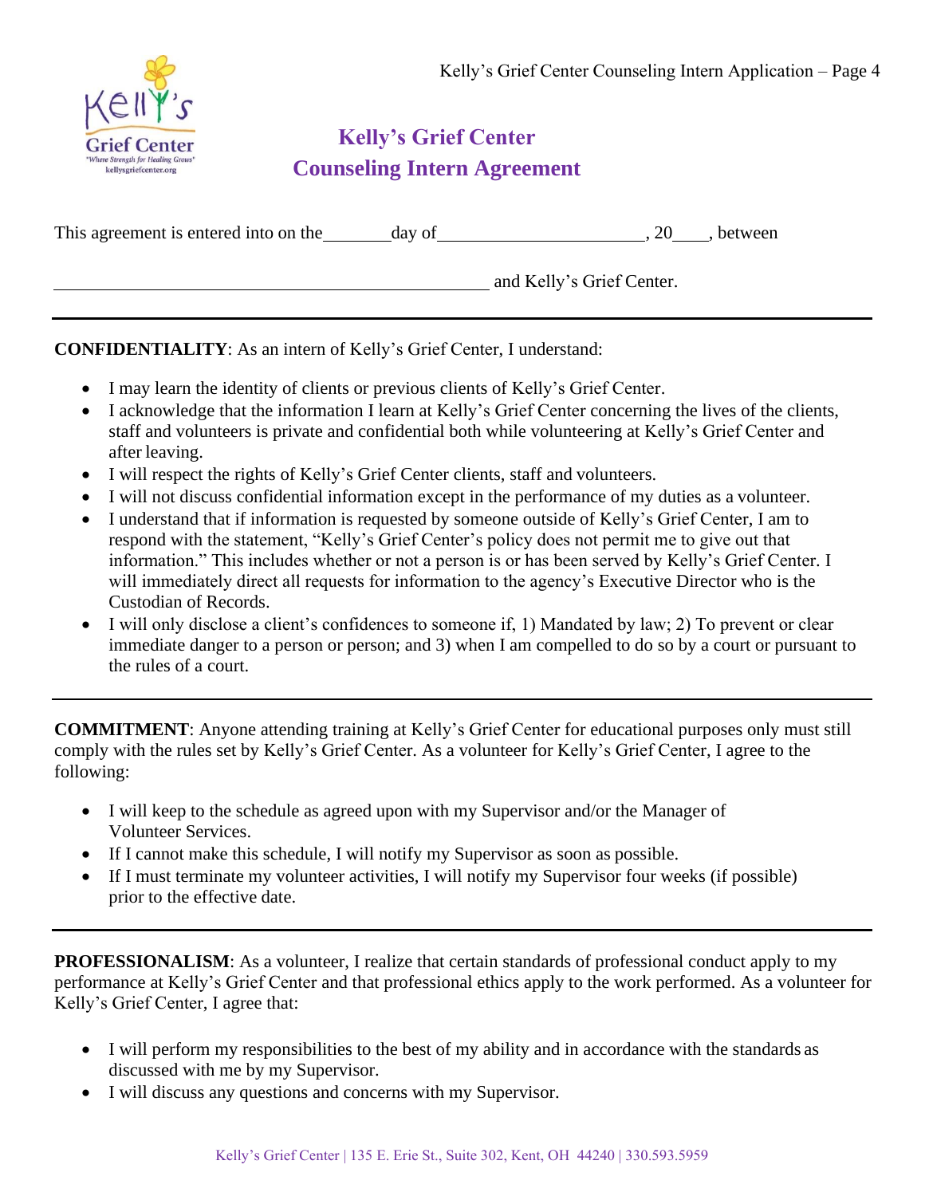# Kelly's Grief Center
## Counseling Intern Agreement

This agreement is entered into on the_______day of______________________, 20____, between

_______________________________________________ and Kelly's Grief Center.

---

**CONFIDENTIALITY**: As an intern of Kelly's Grief Center, I understand:

- I may learn the identity of clients or previous clients of Kelly's Grief Center.
- I acknowledge that the information I learn at Kelly's Grief Center concerning the lives of the clients, staff and volunteers is private and confidential both while volunteering at Kelly's Grief Center and after leaving.
- I will respect the rights of Kelly's Grief Center clients, staff and volunteers.
- I will not discuss confidential information except in the performance of my duties as a volunteer.
- I understand that if information is requested by someone outside of Kelly's Grief Center, I am to respond with the statement, "Kelly's Grief Center's policy does not permit me to give out that information." This includes whether or not a person is or has been served by Kelly's Grief Center. I will immediately direct all requests for information to the agency's Executive Director who is the Custodian of Records.
- I will only disclose a client's confidences to someone if, 1) Mandated by law; 2) To prevent or clear immediate danger to a person or person; and 3) when I am compelled to do so by a court or pursuant to the rules of a court.

---

**COMMITMENT**: Anyone attending training at Kelly's Grief Center for educational purposes only must still comply with the rules set by Kelly's Grief Center. As a volunteer for Kelly's Grief Center, I agree to the following:

- I will keep to the schedule as agreed upon with my Supervisor and/or the Manager of Volunteer Services.
- If I cannot make this schedule, I will notify my Supervisor as soon as possible.
- If I must terminate my volunteer activities, I will notify my Supervisor four weeks (if possible) prior to the effective date.

---

**PROFESSIONALISM**: As a volunteer, I realize that certain standards of professional conduct apply to my performance at Kelly's Grief Center and that professional ethics apply to the work performed. As a volunteer for Kelly's Grief Center, I agree that:

- I will perform my responsibilities to the best of my ability and in accordance with the standards as discussed with me by my Supervisor.
- I will discuss any questions and concerns with my Supervisor.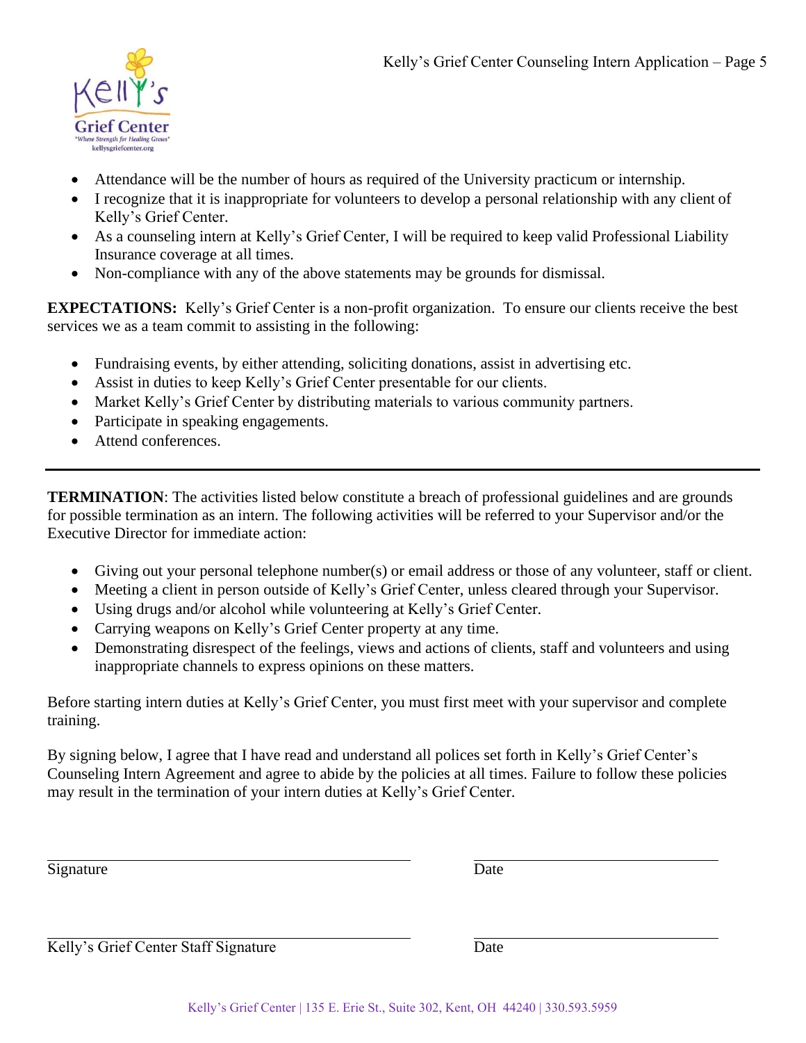- Attendance will be the number of hours as required of the University practicum or internship.
- I recognize that it is inappropriate for volunteers to develop a personal relationship with any client of Kelly's Grief Center.
- As a counseling intern at Kelly's Grief Center, I will be required to keep valid Professional Liability Insurance coverage at all times.
- Non-compliance with any of the above statements may be grounds for dismissal.

**EXPECTATIONS:** Kelly's Grief Center is a non-profit organization. To ensure our clients receive the best services we as a team commit to assisting in the following:

- Fundraising events, by either attending, soliciting donations, assist in advertising etc.
- Assist in duties to keep Kelly's Grief Center presentable for our clients.
- Market Kelly's Grief Center by distributing materials to various community partners.
- Participate in speaking engagements.
- Attend conferences.

---

**TERMINATION**: The activities listed below constitute a breach of professional guidelines and are grounds for possible termination as an intern. The following activities will be referred to your Supervisor and/or the Executive Director for immediate action:

- Giving out your personal telephone number(s) or email address or those of any volunteer, staff or client.
- Meeting a client in person outside of Kelly's Grief Center, unless cleared through your Supervisor.
- Using drugs and/or alcohol while volunteering at Kelly's Grief Center.
- Carrying weapons on Kelly's Grief Center property at any time.
- Demonstrating disrespect of the feelings, views and actions of clients, staff and volunteers and using inappropriate channels to express opinions on these matters.

Before starting intern duties at Kelly's Grief Center, you must first meet with your supervisor and complete training.

By signing below, I agree that I have read and understand all polices set forth in Kelly's Grief Center's Counseling Intern Agreement and agree to abide by the policies at all times. Failure to follow these policies may result in the termination of your intern duties at Kelly's Grief Center.

\_\_\_\_\_\_\_\_\_\_\_\_\_\_\_\_\_\_\_\_\_\_\_\_\_\_\_\_\_\_\_\_\_\_\_\_ \_\_\_\_\_\_\_\_\_\_\_\_\_\_\_\_\_\_\_\_\_\_\_\_
Signature Date

\_\_\_\_\_\_\_\_\_\_\_\_\_\_\_\_\_\_\_\_\_\_\_\_\_\_\_\_\_\_\_\_\_\_\_\_ \_\_\_\_\_\_\_\_\_\_\_\_\_\_\_\_\_\_\_\_\_\_\_\_
Kelly's Grief Center Staff Signature Date